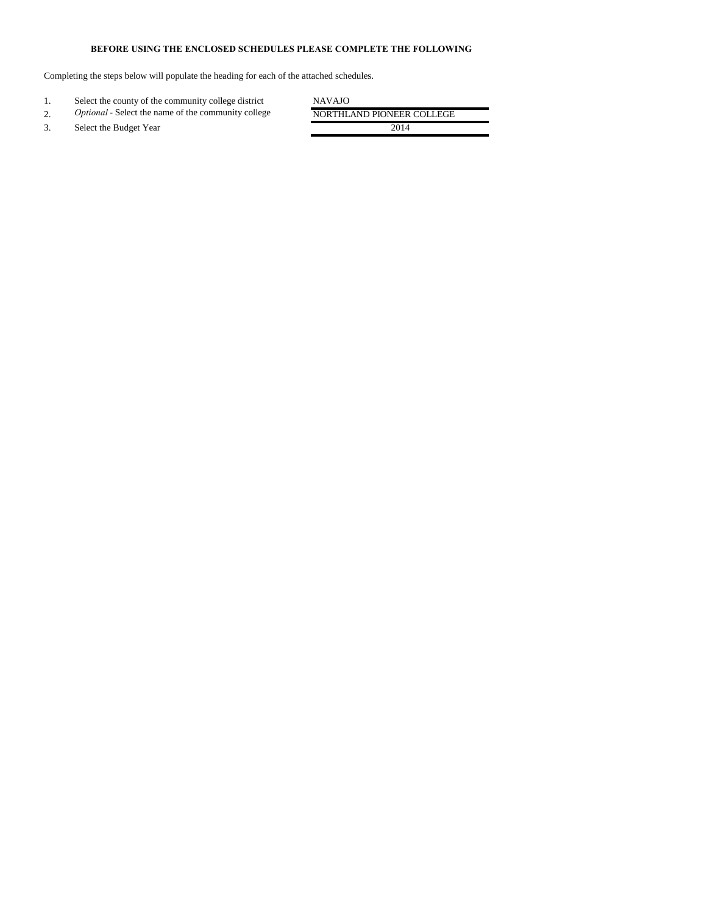**BEFORE USING THE ENCLOSED SCHEDULES PLEASE COMPLETE THE FOLLOWING**

Completing the steps below will populate the heading for each of the attached schedules.

| | | |
|---|---|---|
| 1. | Select the county of the community college district | NAVAJO |
| 2. | *Optional* - Select the name of the community college | NORTHLAND PIONEER COLLEGE |
| 3. | Select the Budget Year | 2014 |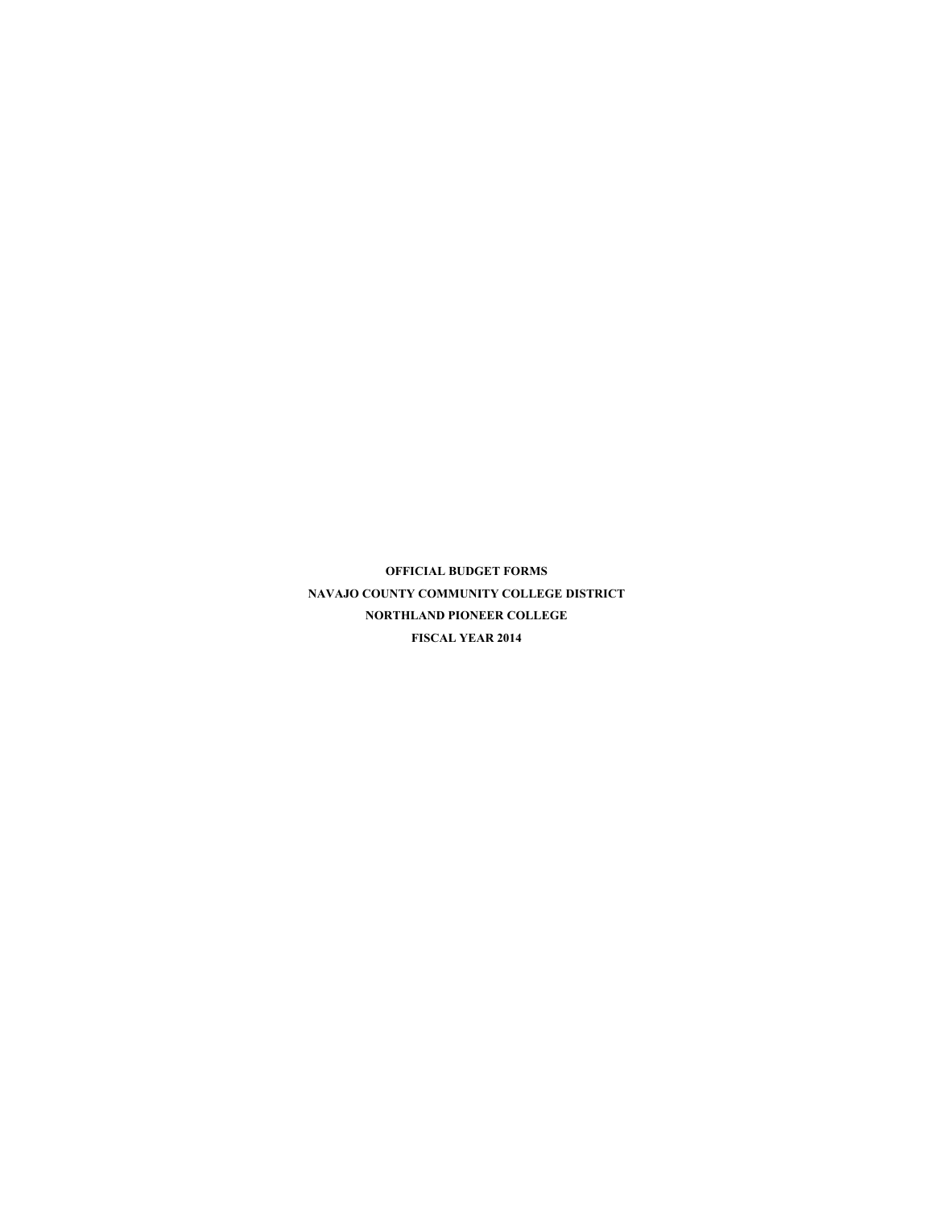**OFFICIAL BUDGET FORMS**

**NAVAJO COUNTY COMMUNITY COLLEGE DISTRICT**

**NORTHLAND PIONEER COLLEGE**

**FISCAL YEAR 2014**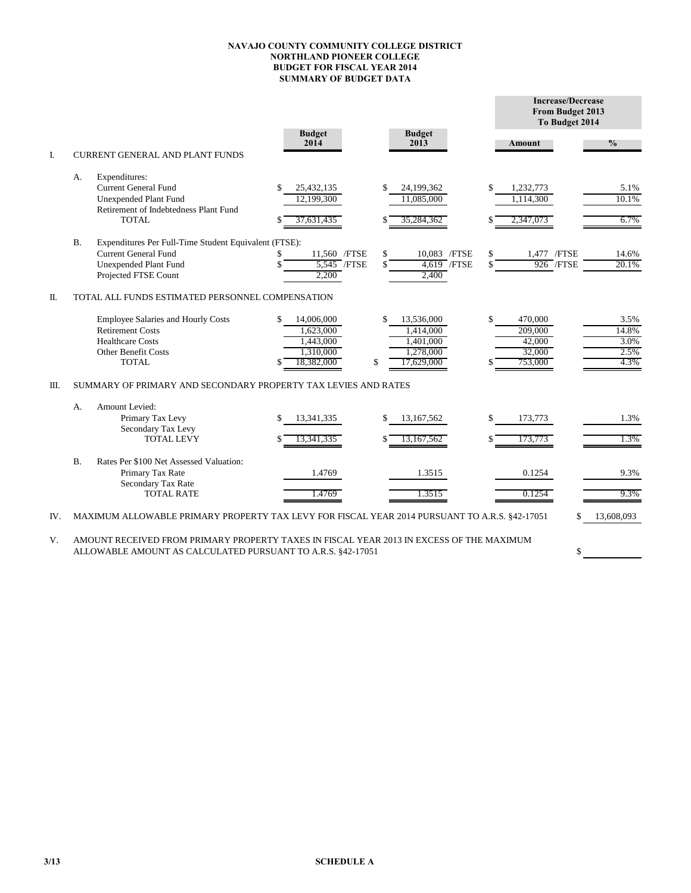**NAVAJO COUNTY COMMUNITY COLLEGE DISTRICT**
**NORTHLAND PIONEER COLLEGE**
**BUDGET FOR FISCAL YEAR 2014**
**SUMMARY OF BUDGET DATA**

| | | Budget 2014 | Budget 2013 | Increase/Decrease From Budget 2013 To Budget 2014 Amount | % |
|---|---|---|---|---|---|
| I. | CURRENT GENERAL AND PLANT FUNDS | | | | |
| A. | Expenditures: | | | | |
| | Current General Fund | $ 25,432,135 | $ 24,199,362 | $ 1,232,773 | 5.1% |
| | Unexpended Plant Fund | 12,199,300 | 11,085,000 | 1,114,300 | 10.1% |
| | Retirement of Indebtedness Plant Fund | | | | |
| | TOTAL | $ 37,631,435 | $ 35,284,362 | $ 2,347,073 | 6.7% |
| B. | Expenditures Per Full-Time Student Equivalent (FTSE): | | | | |
| | Current General Fund | $ 11,560 /FTSE | $ 10,083 /FTSE | $ 1,477 /FTSE | 14.6% |
| | Unexpended Plant Fund | $ 5,545 /FTSE | $ 4,619 /FTSE | $ 926 /FTSE | 20.1% |
| | Projected FTSE Count | 2,200 | 2,400 | | |
| II. | TOTAL ALL FUNDS ESTIMATED PERSONNEL COMPENSATION | | | | |
| | Employee Salaries and Hourly Costs | $ 14,006,000 | $ 13,536,000 | $ 470,000 | 3.5% |
| | Retirement Costs | 1,623,000 | 1,414,000 | 209,000 | 14.8% |
| | Healthcare Costs | 1,443,000 | 1,401,000 | 42,000 | 3.0% |
| | Other Benefit Costs | 1,310,000 | 1,278,000 | 32,000 | 2.5% |
| | TOTAL | $ 18,382,000 | $ 17,629,000 | $ 753,000 | 4.3% |
| III. | SUMMARY OF PRIMARY AND SECONDARY PROPERTY TAX LEVIES AND RATES | | | | |
| A. | Amount Levied: | | | | |
| | Primary Tax Levy | $ 13,341,335 | $ 13,167,562 | $ 173,773 | 1.3% |
| | Secondary Tax Levy | | | | |
| | TOTAL LEVY | $ 13,341,335 | $ 13,167,562 | $ 173,773 | 1.3% |
| B. | Rates Per $100 Net Assessed Valuation: | | | | |
| | Primary Tax Rate | 1.4769 | 1.3515 | 0.1254 | 9.3% |
| | Secondary Tax Rate | | | | |
| | TOTAL RATE | 1.4769 | 1.3515 | 0.1254 | 9.3% |

IV. MAXIMUM ALLOWABLE PRIMARY PROPERTY TAX LEVY FOR FISCAL YEAR 2014 PURSUANT TO A.R.S. §42-17051 — $ 13,608,093

V. AMOUNT RECEIVED FROM PRIMARY PROPERTY TAXES IN FISCAL YEAR 2013 IN EXCESS OF THE MAXIMUM ALLOWABLE AMOUNT AS CALCULATED PURSUANT TO A.R.S. §42-17051 — $

3/13

**SCHEDULE A**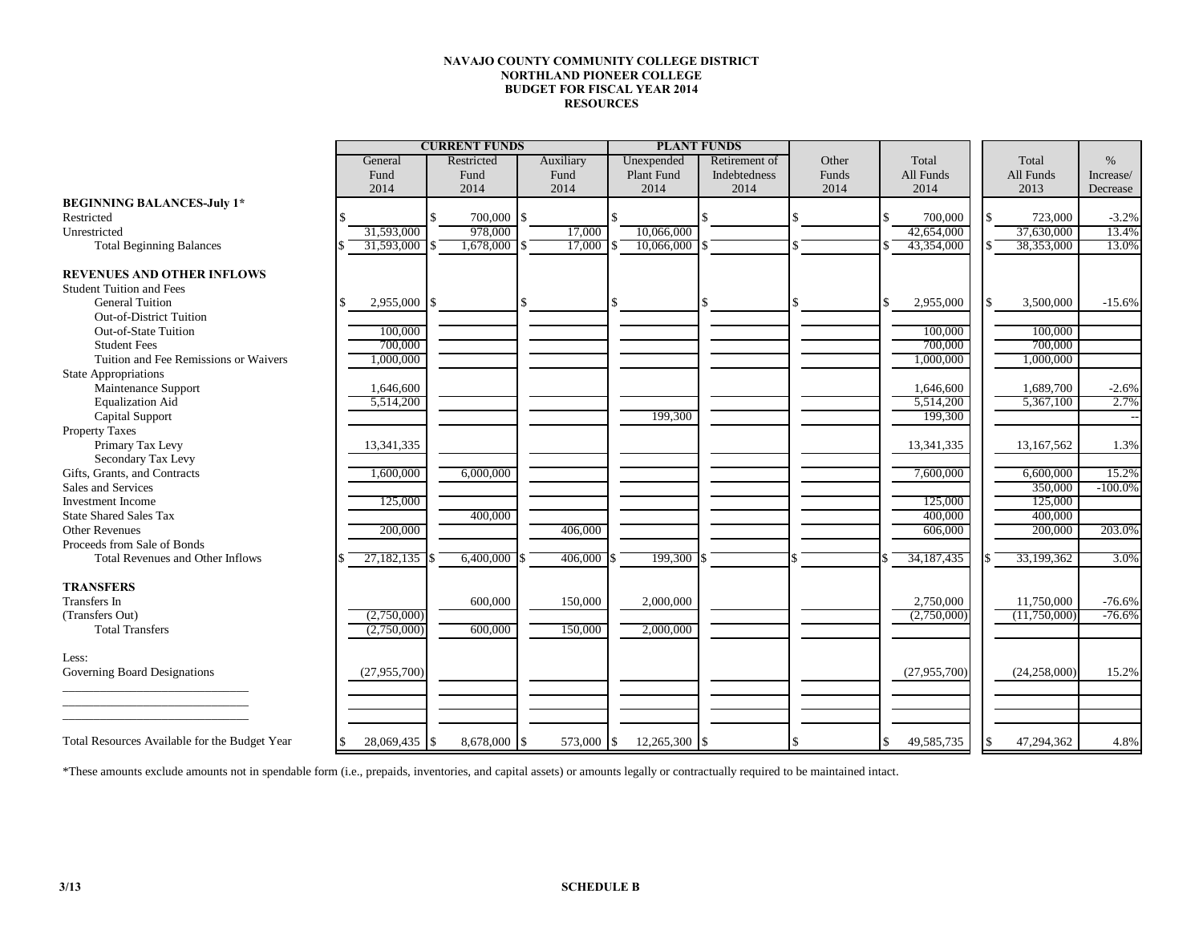**NAVAJO COUNTY COMMUNITY COLLEGE DISTRICT**
**NORTHLAND PIONEER COLLEGE**
**BUDGET FOR FISCAL YEAR 2014**
**RESOURCES**

| | CURRENT FUNDS | | | PLANT FUNDS | | | | | |
|---|---|---|---|---|---|---|---|---|---|
| | General Fund 2014 | Restricted Fund 2014 | Auxiliary Fund 2014 | Unexpended Plant Fund 2014 | Retirement of Indebtedness 2014 | Other Funds 2014 | Total All Funds 2014 | Total All Funds 2013 | % Increase/ Decrease |
| **BEGINNING BALANCES-July 1*** | | | | | | | | | |
| Restricted | $ | $ 700,000 | $ | $ | $ | $ | $ 700,000 | $ 723,000 | -3.2% |
| Unrestricted | 31,593,000 | 978,000 | 17,000 | 10,066,000 | | | 42,654,000 | 37,630,000 | 13.4% |
| Total Beginning Balances | $ 31,593,000 | $ 1,678,000 | $ 17,000 | $ 10,066,000 | $ | $ | $ 43,354,000 | $ 38,353,000 | 13.0% |
| **REVENUES AND OTHER INFLOWS** | | | | | | | | | |
| Student Tuition and Fees | | | | | | | | | |
| General Tuition | $ 2,955,000 | $ | $ | $ | $ | $ | $ 2,955,000 | $ 3,500,000 | -15.6% |
| Out-of-District Tuition | | | | | | | | | |
| Out-of-State Tuition | 100,000 | | | | | | 100,000 | 100,000 | |
| Student Fees | 700,000 | | | | | | 700,000 | 700,000 | |
| Tuition and Fee Remissions or Waivers | 1,000,000 | | | | | | 1,000,000 | 1,000,000 | |
| State Appropriations | | | | | | | | | |
| Maintenance Support | 1,646,600 | | | | | | 1,646,600 | 1,689,700 | -2.6% |
| Equalization Aid | 5,514,200 | | | | | | 5,514,200 | 5,367,100 | 2.7% |
| Capital Support | | | | 199,300 | | | 199,300 | | -- |
| Property Taxes | | | | | | | | | |
| Primary Tax Levy | 13,341,335 | | | | | | 13,341,335 | 13,167,562 | 1.3% |
| Secondary Tax Levy | | | | | | | | | |
| Gifts, Grants, and Contracts | 1,600,000 | 6,000,000 | | | | | 7,600,000 | 6,600,000 | 15.2% |
| Sales and Services | | | | | | | | 350,000 | -100.0% |
| Investment Income | 125,000 | | | | | | 125,000 | 125,000 | |
| State Shared Sales Tax | | 400,000 | | | | | 400,000 | 400,000 | |
| Other Revenues | 200,000 | | 406,000 | | | | 606,000 | 200,000 | 203.0% |
| Proceeds from Sale of Bonds | | | | | | | | | |
| Total Revenues and Other Inflows | $ 27,182,135 | $ 6,400,000 | $ 406,000 | $ 199,300 | $ | $ | $ 34,187,435 | $ 33,199,362 | 3.0% |
| **TRANSFERS** | | | | | | | | | |
| Transfers In | | 600,000 | 150,000 | 2,000,000 | | | 2,750,000 | 11,750,000 | -76.6% |
| (Transfers Out) | (2,750,000) | | | | | | (2,750,000) | (11,750,000) | -76.6% |
| Total Transfers | (2,750,000) | 600,000 | 150,000 | 2,000,000 | | | | | |
| Less: | | | | | | | | | |
| Governing Board Designations | (27,955,700) | | | | | | (27,955,700) | (24,258,000) | 15.2% |
| Total Resources Available for the Budget Year | $ 28,069,435 | $ 8,678,000 | $ 573,000 | $ 12,265,300 | $ | $ | $ 49,585,735 | $ 47,294,362 | 4.8% |

*These amounts exclude amounts not in spendable form (i.e., prepaids, inventories, and capital assets) or amounts legally or contractually required to be maintained intact.

3/13

**SCHEDULE B**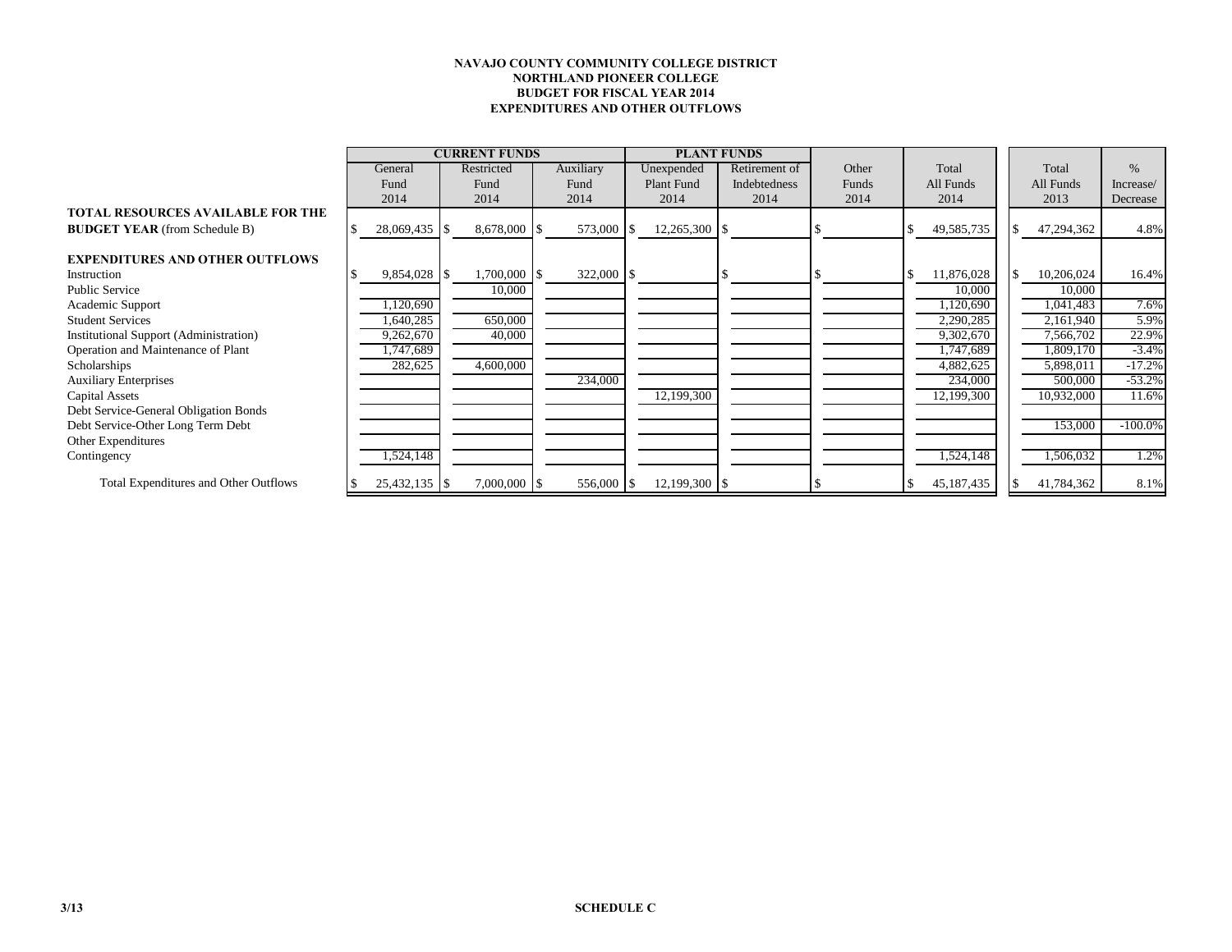**NAVAJO COUNTY COMMUNITY COLLEGE DISTRICT**
**NORTHLAND PIONEER COLLEGE**
**BUDGET FOR FISCAL YEAR 2014**
**EXPENDITURES AND OTHER OUTFLOWS**

| | CURRENT FUNDS | | | PLANT FUNDS | | | | | |
|---|---|---|---|---|---|---|---|---|---|
| | General Fund 2014 | Restricted Fund 2014 | Auxiliary Fund 2014 | Unexpended Plant Fund 2014 | Retirement of Indebtedness 2014 | Other Funds 2014 | Total All Funds 2014 | Total All Funds 2013 | % Increase/ Decrease |
| **TOTAL RESOURCES AVAILABLE FOR THE BUDGET YEAR** (from Schedule B) | $ 28,069,435 | $ 8,678,000 | $ 573,000 | $ 12,265,300 | $ | $ | $ 49,585,735 | $ 47,294,362 | 4.8% |
| **EXPENDITURES AND OTHER OUTFLOWS** | | | | | | | | | |
| Instruction | $ 9,854,028 | $ 1,700,000 | $ 322,000 | $ | $ | $ | $ 11,876,028 | $ 10,206,024 | 16.4% |
| Public Service | | 10,000 | | | | | 10,000 | 10,000 | |
| Academic Support | 1,120,690 | | | | | | 1,120,690 | 1,041,483 | 7.6% |
| Student Services | 1,640,285 | 650,000 | | | | | 2,290,285 | 2,161,940 | 5.9% |
| Institutional Support (Administration) | 9,262,670 | 40,000 | | | | | 9,302,670 | 7,566,702 | 22.9% |
| Operation and Maintenance of Plant | 1,747,689 | | | | | | 1,747,689 | 1,809,170 | -3.4% |
| Scholarships | 282,625 | 4,600,000 | | | | | 4,882,625 | 5,898,011 | -17.2% |
| Auxiliary Enterprises | | | 234,000 | | | | 234,000 | 500,000 | -53.2% |
| Capital Assets | | | | 12,199,300 | | | 12,199,300 | 10,932,000 | 11.6% |
| Debt Service-General Obligation Bonds | | | | | | | | | |
| Debt Service-Other Long Term Debt | | | | | | | | 153,000 | -100.0% |
| Other Expenditures | | | | | | | | | |
| Contingency | 1,524,148 | | | | | | 1,524,148 | 1,506,032 | 1.2% |
| Total Expenditures and Other Outflows | $ 25,432,135 | $ 7,000,000 | $ 556,000 | $ 12,199,300 | $ | $ | $ 45,187,435 | $ 41,784,362 | 8.1% |

3/13

**SCHEDULE C**